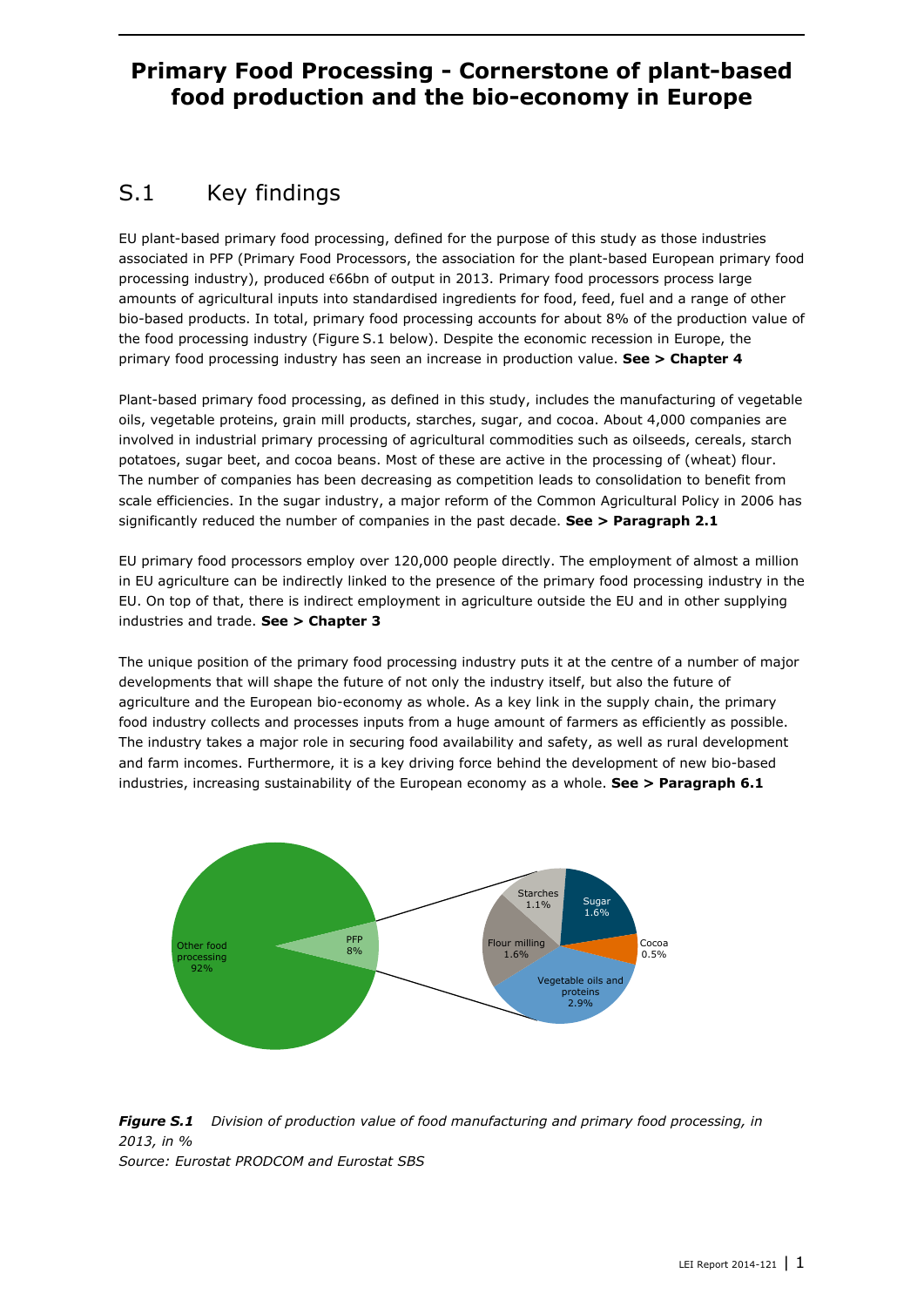# Primary Food Processing - Cornerstone of plant-based food production and the bio-economy in Europe

## S.1 Key findings

EU plant-based primary food processing, defined for the purpose of this study as those industries associated in PFP (Primary Food Processors, the association for the plant-based European primary food processing industry), produced €66bn of output in 2013. Primary food processors process large amounts of agricultural inputs into standardised ingredients for food, feed, fuel and a range of other bio-based products. In total, primary food processing accounts for about 8% of the production value of the food processing industry (Figure S.1 below). Despite the economic recession in Europe, the primary food processing industry has seen an increase in production value. **See > Chapter 4**

Plant-based primary food processing, as defined in this study, includes the manufacturing of vegetable oils, vegetable proteins, grain mill products, starches, sugar, and cocoa. About 4,000 companies are involved in industrial primary processing of agricultural commodities such as oilseeds, cereals, starch potatoes, sugar beet, and cocoa beans. Most of these are active in the processing of (wheat) flour. The number of companies has been decreasing as competition leads to consolidation to benefit from scale efficiencies. In the sugar industry, a major reform of the Common Agricultural Policy in 2006 has significantly reduced the number of companies in the past decade. **See > Paragraph 2.1**

EU primary food processors employ over 120,000 people directly. The employment of almost a million in EU agriculture can be indirectly linked to the presence of the primary food processing industry in the EU. On top of that, there is indirect employment in agriculture outside the EU and in other supplying industries and trade. **See > Chapter 3**

The unique position of the primary food processing industry puts it at the centre of a number of major developments that will shape the future of not only the industry itself, but also the future of agriculture and the European bio-economy as whole. As a key link in the supply chain, the primary food industry collects and processes inputs from a huge amount of farmers as efficiently as possible. The industry takes a major role in securing food availability and safety, as well as rural development and farm incomes. Furthermore, it is a key driving force behind the development of new bio-based industries, increasing sustainability of the European economy as a whole. **See > Paragraph 6.1**

| Category | Share |
|---|---|
| Other food processing | 92% |
| PFP | 8% |
| – Vegetable oils and proteins | 2.9% |
| – Sugar | 1.6% |
| – Flour milling | 1.6% |
| – Starches | 1.1% |
| – Cocoa | 0.5% |

***Figure S.1*** *Division of production value of food manufacturing and primary food processing, in 2013, in %*
*Source: Eurostat PRODCOM and Eurostat SBS*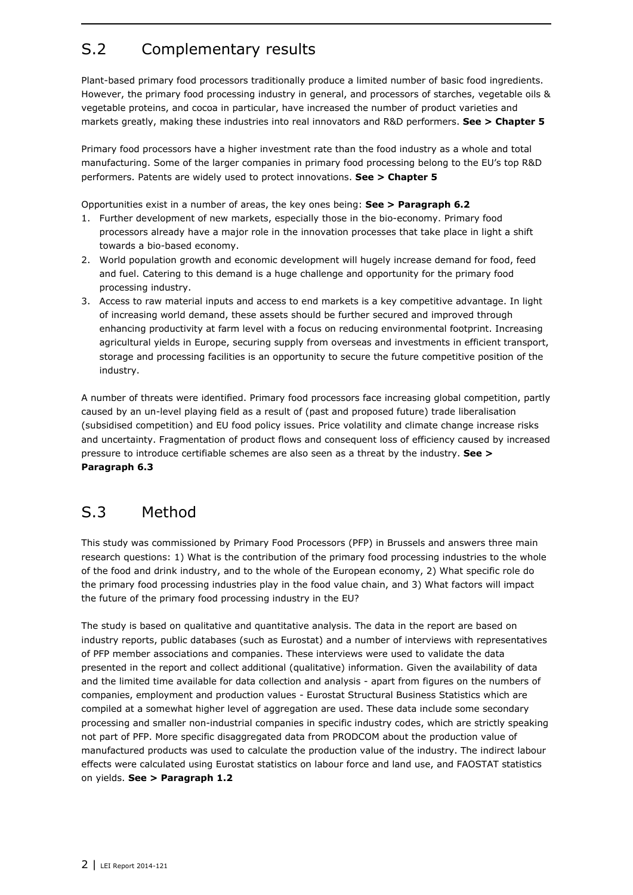## S.2 Complementary results

Plant-based primary food processors traditionally produce a limited number of basic food ingredients. However, the primary food processing industry in general, and processors of starches, vegetable oils & vegetable proteins, and cocoa in particular, have increased the number of product varieties and markets greatly, making these industries into real innovators and R&D performers. **See > Chapter 5**

Primary food processors have a higher investment rate than the food industry as a whole and total manufacturing. Some of the larger companies in primary food processing belong to the EU's top R&D performers. Patents are widely used to protect innovations. **See > Chapter 5**

Opportunities exist in a number of areas, the key ones being: **See > Paragraph 6.2**

1. Further development of new markets, especially those in the bio-economy. Primary food processors already have a major role in the innovation processes that take place in light a shift towards a bio-based economy.
2. World population growth and economic development will hugely increase demand for food, feed and fuel. Catering to this demand is a huge challenge and opportunity for the primary food processing industry.
3. Access to raw material inputs and access to end markets is a key competitive advantage. In light of increasing world demand, these assets should be further secured and improved through enhancing productivity at farm level with a focus on reducing environmental footprint. Increasing agricultural yields in Europe, securing supply from overseas and investments in efficient transport, storage and processing facilities is an opportunity to secure the future competitive position of the industry.

A number of threats were identified. Primary food processors face increasing global competition, partly caused by an un-level playing field as a result of (past and proposed future) trade liberalisation (subsidised competition) and EU food policy issues. Price volatility and climate change increase risks and uncertainty. Fragmentation of product flows and consequent loss of efficiency caused by increased pressure to introduce certifiable schemes are also seen as a threat by the industry. **See > Paragraph 6.3**

## S.3 Method

This study was commissioned by Primary Food Processors (PFP) in Brussels and answers three main research questions: 1) What is the contribution of the primary food processing industries to the whole of the food and drink industry, and to the whole of the European economy, 2) What specific role do the primary food processing industries play in the food value chain, and 3) What factors will impact the future of the primary food processing industry in the EU?

The study is based on qualitative and quantitative analysis. The data in the report are based on industry reports, public databases (such as Eurostat) and a number of interviews with representatives of PFP member associations and companies. These interviews were used to validate the data presented in the report and collect additional (qualitative) information. Given the availability of data and the limited time available for data collection and analysis - apart from figures on the numbers of companies, employment and production values - Eurostat Structural Business Statistics which are compiled at a somewhat higher level of aggregation are used. These data include some secondary processing and smaller non-industrial companies in specific industry codes, which are strictly speaking not part of PFP. More specific disaggregated data from PRODCOM about the production value of manufactured products was used to calculate the production value of the industry. The indirect labour effects were calculated using Eurostat statistics on labour force and land use, and FAOSTAT statistics on yields. **See > Paragraph 1.2**